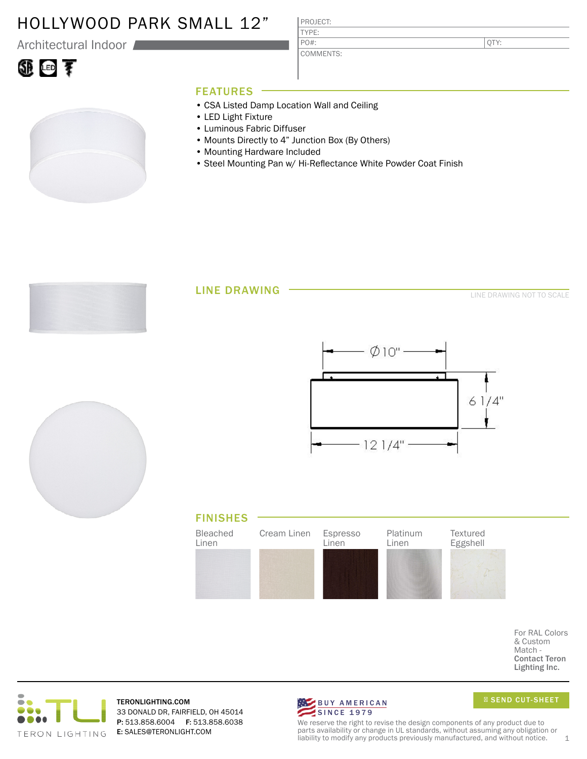# HOLLYWOOD PARK SMALL 12"

Architectural Indoor

PROJECT:
TYPE:
PO#: QTY:
COMMENTS:

## FEATURES

- CSA Listed Damp Location Wall and Ceiling
- LED Light Fixture
- Luminous Fabric Diffuser
- Mounts Directly to 4" Junction Box (By Others)
- Mounting Hardware Included
- Steel Mounting Pan w/ Hi-Reflectance White Powder Coat Finish

## LINE DRAWING

LINE DRAWING NOT TO SCALE

Ø10"

6 1/4"

12 1/4"

## FINISHES

Bleached Linen | Cream Linen | Espresso Linen | Platinum Linen | Textured Eggshell

For RAL Colors & Custom Match - **Contact Teron Lighting Inc.**

TERON LIGHTING

**TERONLIGHTING.COM**
33 DONALD DR, FAIRFIELD, OH 45014
**P:** 513.858.6004 **F:** 513.858.6038
**E:** SALES@TERONLIGHT.COM

BUY AMERICAN SINCE 1979

SEND CUT-SHEET

We reserve the right to revise the design components of any product due to parts availability or change in UL standards, without assuming any obligation or liability to modify any products previously manufactured, and without notice.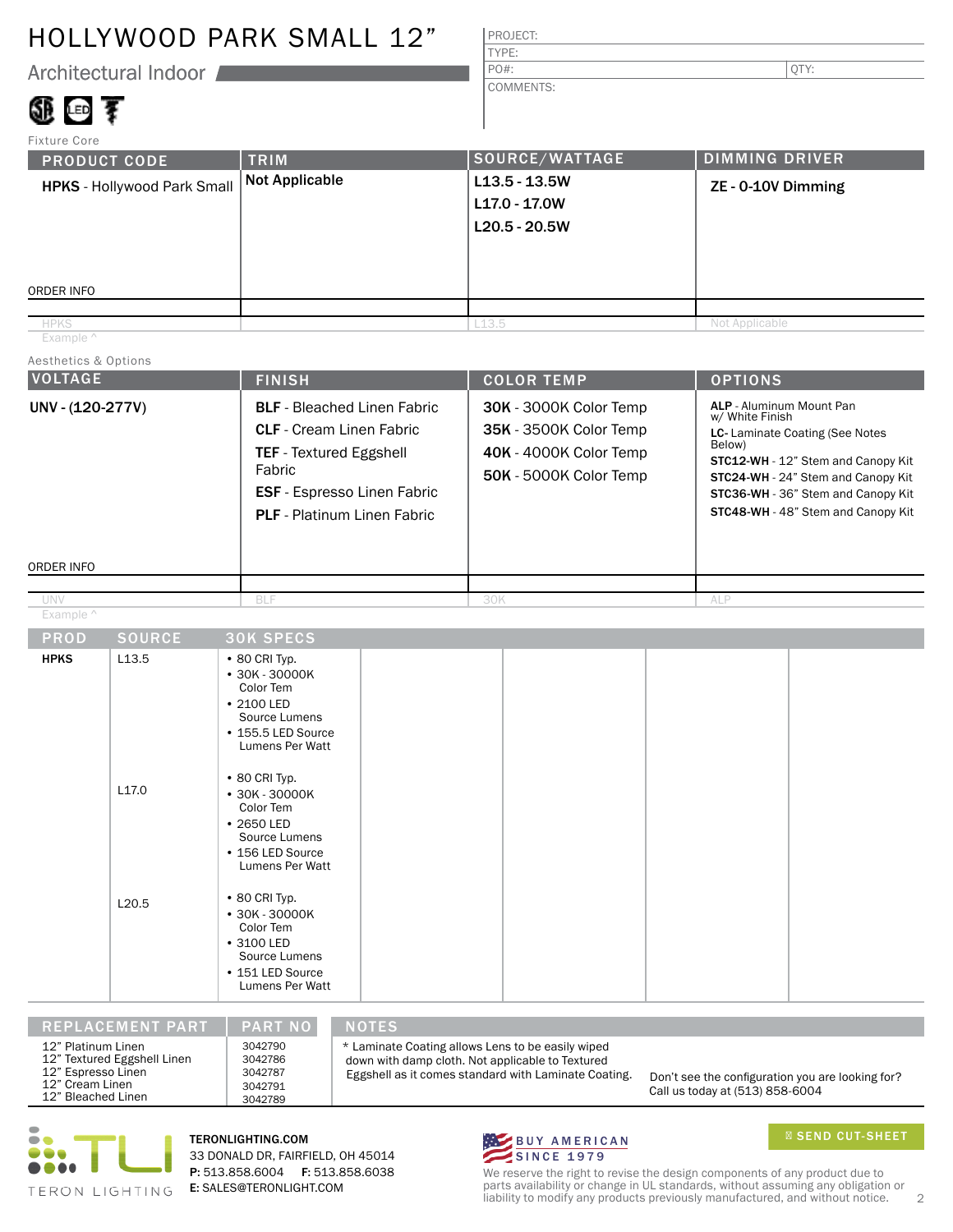# HOLLYWOOD PARK SMALL 12”

Architectural Indoor

| PROJECT: | |
|---|---|
| TYPE: | |
| PO#: | QTY: |
| COMMENTS: | |

Fixture Core

| PRODUCT CODE | TRIM | SOURCE/WATTAGE | DIMMING DRIVER |
|---|---|---|---|
| **HPKS** - Hollywood Park Small | **Not Applicable** | **L13.5 - 13.5W**<br>**L17.0 - 17.0W**<br>**L20.5 - 20.5W** | **ZE - 0-10V Dimming** |
| ORDER INFO | | | |
| | | | |
| HPKS<br>Example ^ | | L13.5 | Not Applicable |

Aesthetics & Options

| VOLTAGE | FINISH | COLOR TEMP | OPTIONS |
|---|---|---|---|
| **UNV - (120-277V)** | **BLF** - Bleached Linen Fabric<br>**CLF** - Cream Linen Fabric<br>**TEF** - Textured Eggshell Fabric<br>**ESF** - Espresso Linen Fabric<br>**PLF** - Platinum Linen Fabric | **30K** - 3000K Color Temp<br>**35K** - 3500K Color Temp<br>**40K** - 4000K Color Temp<br>**50K** - 5000K Color Temp | **ALP** - Aluminum Mount Pan w/ White Finish<br>**LC-** Laminate Coating (See Notes Below)<br>**STC12-WH** - 12” Stem and Canopy Kit<br>**STC24-WH** - 24” Stem and Canopy Kit<br>**STC36-WH** - 36” Stem and Canopy Kit<br>**STC48-WH** - 48” Stem and Canopy Kit |
| ORDER INFO | | | |
| | | | |
| UNV<br>Example ^ | BLF | 30K | ALP |

| PROD | SOURCE | 30K SPECS |
|---|---|---|
| **HPKS** | L13.5 | • 80 CRI Typ.<br>• 30K - 30000K Color Tem<br>• 2100 LED Source Lumens<br>• 155.5 LED Source Lumens Per Watt |
| | L17.0 | • 80 CRI Typ.<br>• 30K - 30000K Color Tem<br>• 2650 LED Source Lumens<br>• 156 LED Source Lumens Per Watt |
| | L20.5 | • 80 CRI Typ.<br>• 30K - 30000K Color Tem<br>• 3100 LED Source Lumens<br>• 151 LED Source Lumens Per Watt |

| REPLACEMENT PART | PART NO |
|---|---|
| 12” Platinum Linen | 3042790 |
| 12” Textured Eggshell Linen | 3042786 |
| 12” Espresso Linen | 3042787 |
| 12” Cream Linen | 3042791 |
| 12” Bleached Linen | 3042789 |

**NOTES**

* Laminate Coating allows Lens to be easily wiped down with damp cloth. Not applicable to Textured Eggshell as it comes standard with Laminate Coating.

Don’t see the configuration you are looking for? Call us today at (513) 858-6004

TERON LIGHTING

**TERONLIGHTING.COM**
33 DONALD DR, FAIRFIELD, OH 45014
**P:** 513.858.6004 **F:** 513.858.6038
**E:** SALES@TERONLIGHT.COM

BUY AMERICAN SINCE 1979

SEND CUT-SHEET

We reserve the right to revise the design components of any product due to parts availability or change in UL standards, without assuming any obligation or liability to modify any products previously manufactured, and without notice.